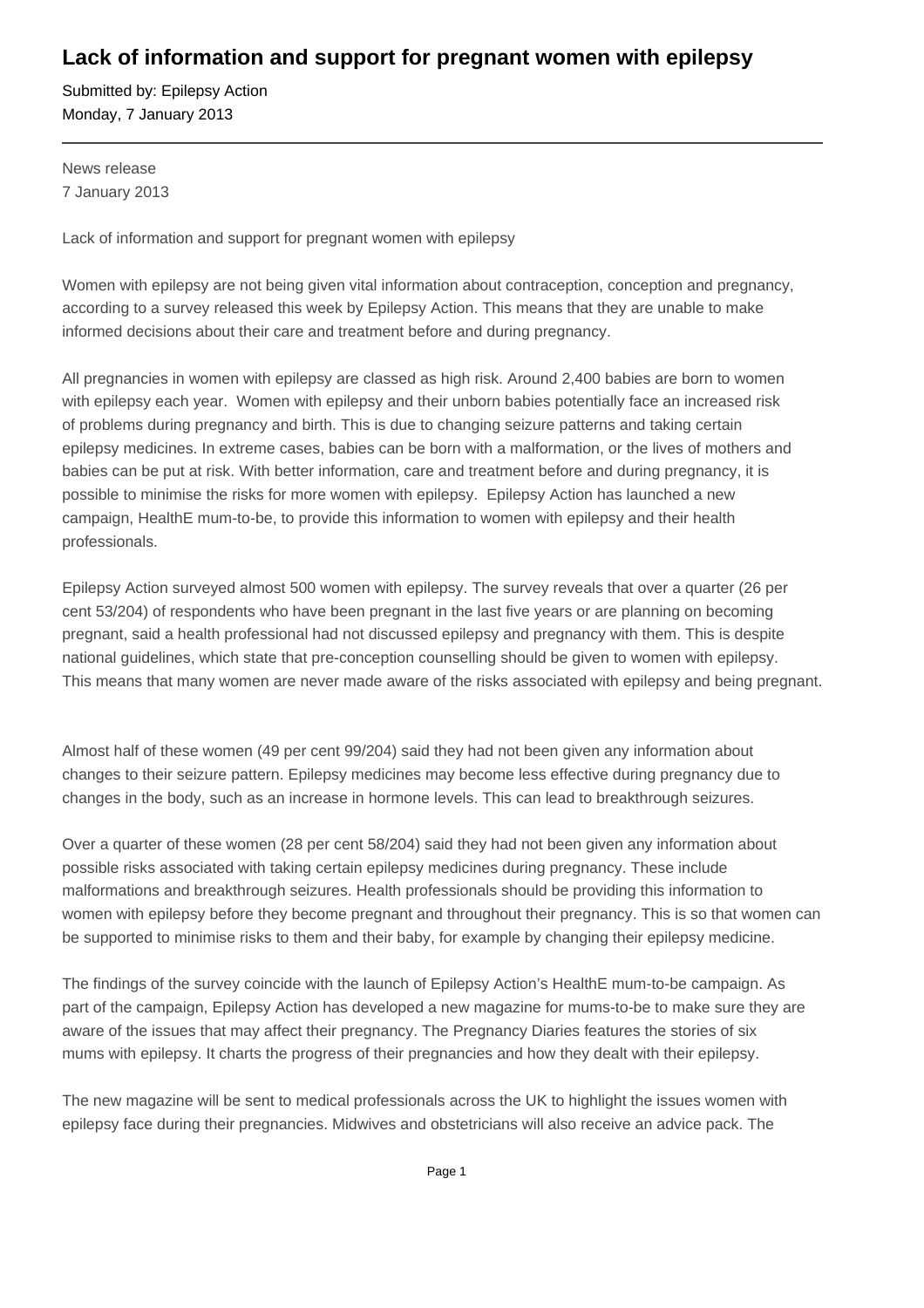# Lack of information and support for pregnant women with epilepsy

Submitted by: Epilepsy Action
Monday, 7 January 2013

---

News release
7 January 2013

Lack of information and support for pregnant women with epilepsy

Women with epilepsy are not being given vital information about contraception, conception and pregnancy, according to a survey released this week by Epilepsy Action. This means that they are unable to make informed decisions about their care and treatment before and during pregnancy.

All pregnancies in women with epilepsy are classed as high risk. Around 2,400 babies are born to women with epilepsy each year. Women with epilepsy and their unborn babies potentially face an increased risk of problems during pregnancy and birth. This is due to changing seizure patterns and taking certain epilepsy medicines. In extreme cases, babies can be born with a malformation, or the lives of mothers and babies can be put at risk. With better information, care and treatment before and during pregnancy, it is possible to minimise the risks for more women with epilepsy. Epilepsy Action has launched a new campaign, HealthE mum-to-be, to provide this information to women with epilepsy and their health professionals.

Epilepsy Action surveyed almost 500 women with epilepsy. The survey reveals that over a quarter (26 per cent 53/204) of respondents who have been pregnant in the last five years or are planning on becoming pregnant, said a health professional had not discussed epilepsy and pregnancy with them. This is despite national guidelines, which state that pre-conception counselling should be given to women with epilepsy. This means that many women are never made aware of the risks associated with epilepsy and being pregnant.

Almost half of these women (49 per cent 99/204) said they had not been given any information about changes to their seizure pattern. Epilepsy medicines may become less effective during pregnancy due to changes in the body, such as an increase in hormone levels. This can lead to breakthrough seizures.

Over a quarter of these women (28 per cent 58/204) said they had not been given any information about possible risks associated with taking certain epilepsy medicines during pregnancy. These include malformations and breakthrough seizures. Health professionals should be providing this information to women with epilepsy before they become pregnant and throughout their pregnancy. This is so that women can be supported to minimise risks to them and their baby, for example by changing their epilepsy medicine.

The findings of the survey coincide with the launch of Epilepsy Action's HealthE mum-to-be campaign. As part of the campaign, Epilepsy Action has developed a new magazine for mums-to-be to make sure they are aware of the issues that may affect their pregnancy. The Pregnancy Diaries features the stories of six mums with epilepsy. It charts the progress of their pregnancies and how they dealt with their epilepsy.

The new magazine will be sent to medical professionals across the UK to highlight the issues women with epilepsy face during their pregnancies. Midwives and obstetricians will also receive an advice pack. The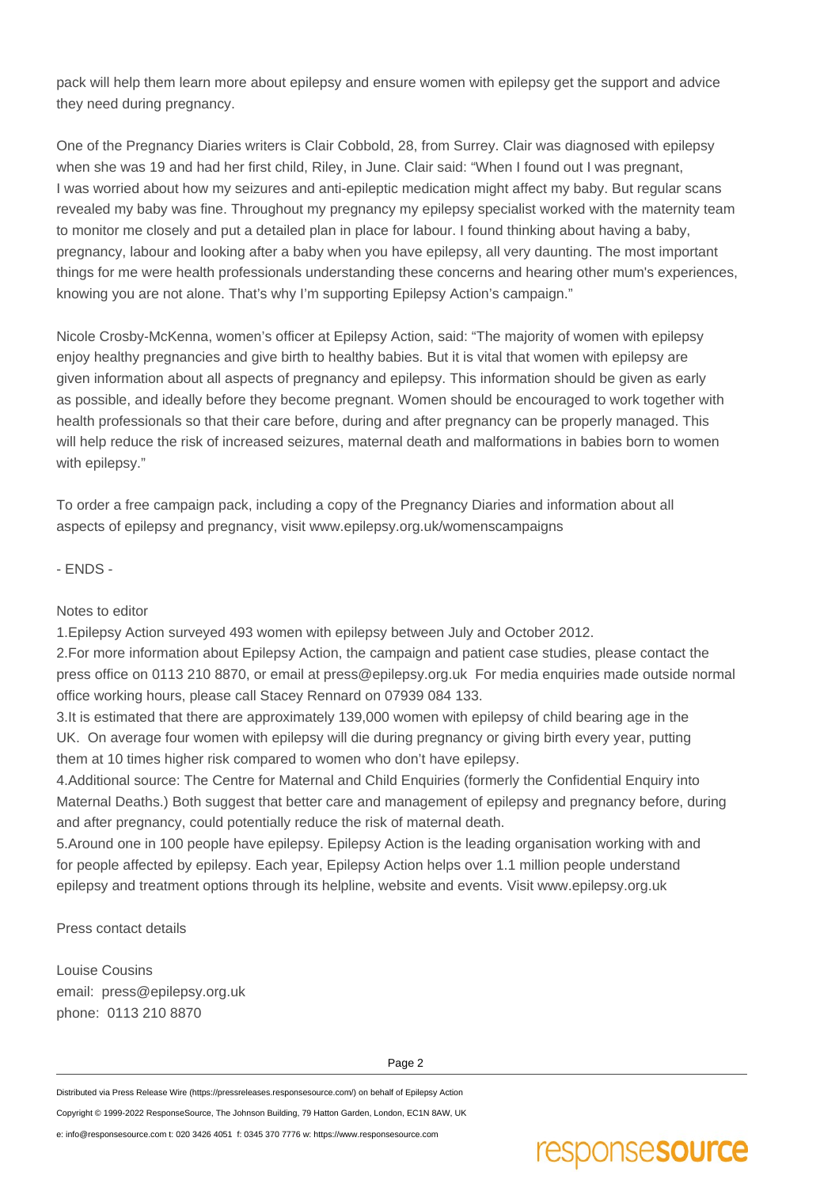pack will help them learn more about epilepsy and ensure women with epilepsy get the support and advice they need during pregnancy.

One of the Pregnancy Diaries writers is Clair Cobbold, 28, from Surrey. Clair was diagnosed with epilepsy when she was 19 and had her first child, Riley, in June. Clair said: "When I found out I was pregnant, I was worried about how my seizures and anti-epileptic medication might affect my baby. But regular scans revealed my baby was fine. Throughout my pregnancy my epilepsy specialist worked with the maternity team to monitor me closely and put a detailed plan in place for labour. I found thinking about having a baby, pregnancy, labour and looking after a baby when you have epilepsy, all very daunting. The most important things for me were health professionals understanding these concerns and hearing other mum's experiences, knowing you are not alone. That's why I'm supporting Epilepsy Action's campaign."

Nicole Crosby-McKenna, women's officer at Epilepsy Action, said: "The majority of women with epilepsy enjoy healthy pregnancies and give birth to healthy babies. But it is vital that women with epilepsy are given information about all aspects of pregnancy and epilepsy. This information should be given as early as possible, and ideally before they become pregnant. Women should be encouraged to work together with health professionals so that their care before, during and after pregnancy can be properly managed. This will help reduce the risk of increased seizures, maternal death and malformations in babies born to women with epilepsy."

To order a free campaign pack, including a copy of the Pregnancy Diaries and information about all aspects of epilepsy and pregnancy, visit www.epilepsy.org.uk/womenscampaigns

- ENDS -

Notes to editor

1. Epilepsy Action surveyed 493 women with epilepsy between July and October 2012.
2. For more information about Epilepsy Action, the campaign and patient case studies, please contact the press office on 0113 210 8870, or email at press@epilepsy.org.uk For media enquiries made outside normal office working hours, please call Stacey Rennard on 07939 084 133.
3. It is estimated that there are approximately 139,000 women with epilepsy of child bearing age in the UK. On average four women with epilepsy will die during pregnancy or giving birth every year, putting them at 10 times higher risk compared to women who don't have epilepsy.
4. Additional source: The Centre for Maternal and Child Enquiries (formerly the Confidential Enquiry into Maternal Deaths.) Both suggest that better care and management of epilepsy and pregnancy before, during and after pregnancy, could potentially reduce the risk of maternal death.
5. Around one in 100 people have epilepsy. Epilepsy Action is the leading organisation working with and for people affected by epilepsy. Each year, Epilepsy Action helps over 1.1 million people understand epilepsy and treatment options through its helpline, website and events. Visit www.epilepsy.org.uk

Press contact details

Louise Cousins
email: press@epilepsy.org.uk
phone: 0113 210 8870

Distributed via Press Release Wire (https://pressreleases.responsesource.com/) on behalf of Epilepsy Action

Copyright © 1999-2022 ResponseSource, The Johnson Building, 79 Hatton Garden, London, EC1N 8AW, UK

e: info@responsesource.com t: 020 3426 4051 f: 0345 370 7776 w: https://www.responsesource.com